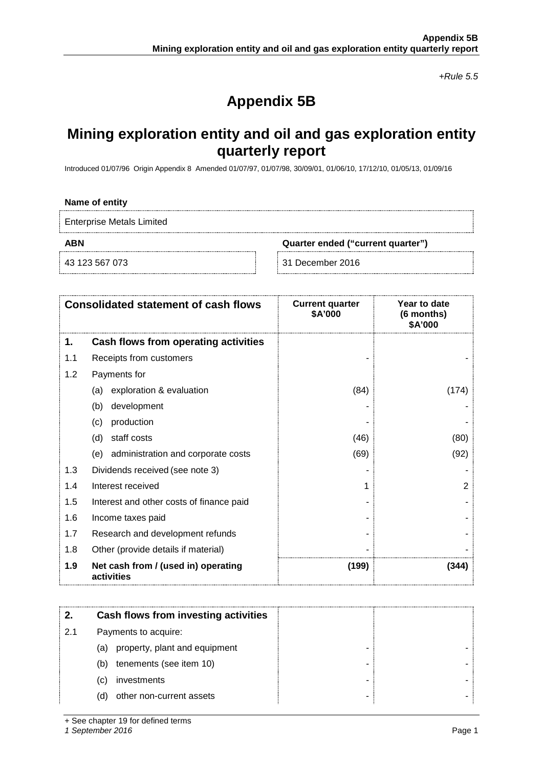*+Rule 5.5*

# Appendix 5B

## Mining exploration entity and oil and gas exploration entity quarterly report

Introduced 01/07/96 Origin Appendix 8 Amended 01/07/97, 01/07/98, 30/09/01, 01/06/10, 17/12/10, 01/05/13, 01/09/16

**Name of entity**

Enterprise Metals Limited

| ABN | Quarter ended ("current quarter") |
|---|---|
| 43 123 567 073 | 31 December 2016 |

| | Consolidated statement of cash flows | Current quarter $A'000 | Year to date (6 months) $A'000 |
|---|---|---|---|
| **1.** | **Cash flows from operating activities** | | |
| 1.1 | Receipts from customers | - | - |
| 1.2 | Payments for | | |
| | (a) exploration & evaluation | (84) | (174) |
| | (b) development | - | - |
| | (c) production | - | - |
| | (d) staff costs | (46) | (80) |
| | (e) administration and corporate costs | (69) | (92) |
| 1.3 | Dividends received (see note 3) | - | - |
| 1.4 | Interest received | 1 | 2 |
| 1.5 | Interest and other costs of finance paid | - | - |
| 1.6 | Income taxes paid | - | - |
| 1.7 | Research and development refunds | - | - |
| 1.8 | Other (provide details if material) | - | - |
| **1.9** | **Net cash from / (used in) operating activities** | **(199)** | **(344)** |

| | | | |
|---|---|---|---|
| **2.** | **Cash flows from investing activities** | | |
| 2.1 | Payments to acquire: | | |
| | (a) property, plant and equipment | - | - |
| | (b) tenements (see item 10) | - | - |
| | (c) investments | - | - |
| | (d) other non-current assets | - | - |

+ See chapter 19 for defined terms
*1 September 2016*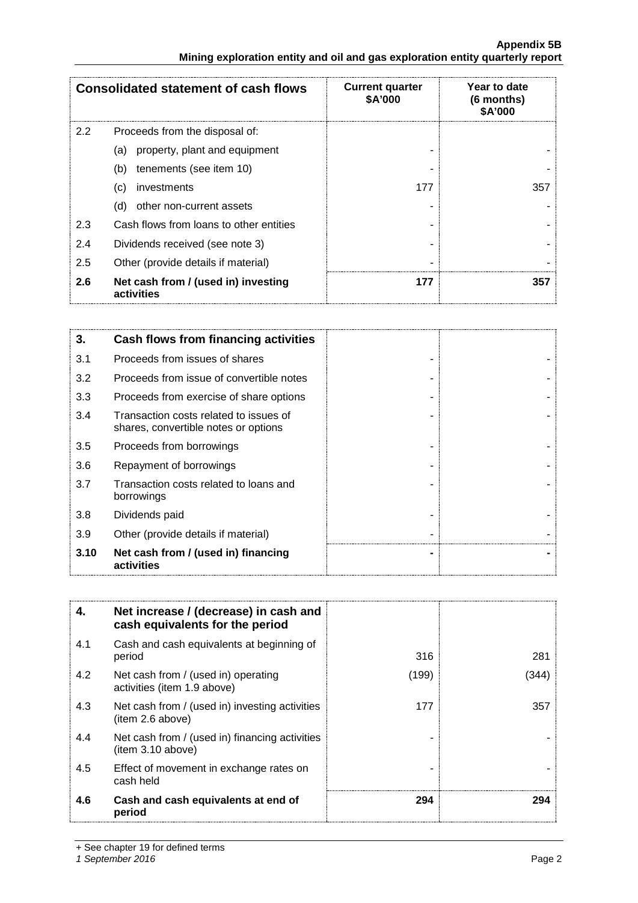| Consolidated statement of cash flows | | Current quarter $A'000 | Year to date (6 months) $A'000 |
|---|---|---|---|
| 2.2 | Proceeds from the disposal of: | | |
| | (a) property, plant and equipment | - | - |
| | (b) tenements (see item 10) | - | - |
| | (c) investments | 177 | 357 |
| | (d) other non-current assets | - | - |
| 2.3 | Cash flows from loans to other entities | - | - |
| 2.4 | Dividends received (see note 3) | - | - |
| 2.5 | Other (provide details if material) | - | - |
| **2.6** | **Net cash from / (used in) investing activities** | **177** | **357** |

| | | | |
|---|---|---|---|
| **3.** | **Cash flows from financing activities** | | |
| 3.1 | Proceeds from issues of shares | - | - |
| 3.2 | Proceeds from issue of convertible notes | - | - |
| 3.3 | Proceeds from exercise of share options | - | - |
| 3.4 | Transaction costs related to issues of shares, convertible notes or options | - | - |
| 3.5 | Proceeds from borrowings | - | - |
| 3.6 | Repayment of borrowings | - | - |
| 3.7 | Transaction costs related to loans and borrowings | - | - |
| 3.8 | Dividends paid | - | - |
| 3.9 | Other (provide details if material) | - | - |
| **3.10** | **Net cash from / (used in) financing activities** | **-** | **-** |

| | | | |
|---|---|---|---|
| **4.** | **Net increase / (decrease) in cash and cash equivalents for the period** | | |
| 4.1 | Cash and cash equivalents at beginning of period | 316 | 281 |
| 4.2 | Net cash from / (used in) operating activities (item 1.9 above) | (199) | (344) |
| 4.3 | Net cash from / (used in) investing activities (item 2.6 above) | 177 | 357 |
| 4.4 | Net cash from / (used in) financing activities (item 3.10 above) | - | - |
| 4.5 | Effect of movement in exchange rates on cash held | - | - |
| **4.6** | **Cash and cash equivalents at end of period** | **294** | **294** |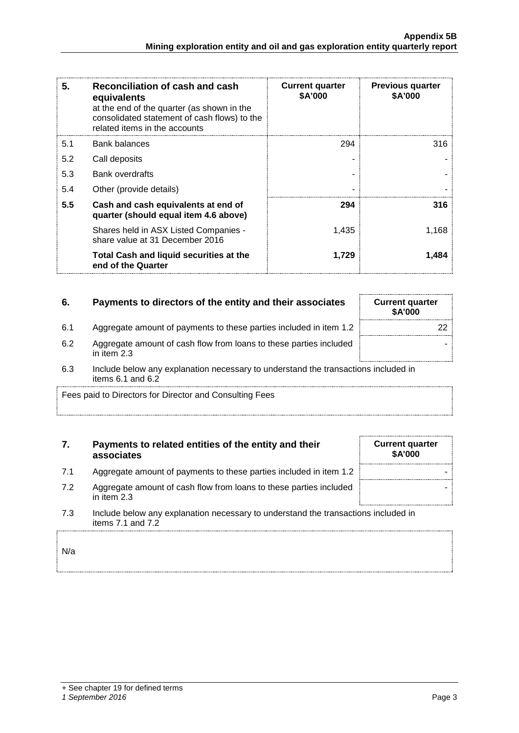| 5. | Reconciliation of cash and cash equivalents at the end of the quarter (as shown in the consolidated statement of cash flows) to the related items in the accounts | Current quarter \$A'000 | Previous quarter \$A'000 |
|---|---|---|---|
| 5.1 | Bank balances | 294 | 316 |
| 5.2 | Call deposits | - | - |
| 5.3 | Bank overdrafts | - | - |
| 5.4 | Other (provide details) | - | - |
| **5.5** | **Cash and cash equivalents at end of quarter (should equal item 4.6 above)** | **294** | **316** |
| | Shares held in ASX Listed Companies - share value at 31 December 2016 | 1,435 | 1,168 |
| | **Total Cash and liquid securities at the end of the Quarter** | **1,729** | **1,484** |

| 6. | Payments to directors of the entity and their associates | Current quarter \$A'000 |
|---|---|---|
| 6.1 | Aggregate amount of payments to these parties included in item 1.2 | 22 |
| 6.2 | Aggregate amount of cash flow from loans to these parties included in item 2.3 | - |

6.3 Include below any explanation necessary to understand the transactions included in items 6.1 and 6.2

Fees paid to Directors for Director and Consulting Fees

| 7. | Payments to related entities of the entity and their associates | Current quarter \$A'000 |
|---|---|---|
| 7.1 | Aggregate amount of payments to these parties included in item 1.2 | - |
| 7.2 | Aggregate amount of cash flow from loans to these parties included in item 2.3 | - |

7.3 Include below any explanation necessary to understand the transactions included in items 7.1 and 7.2

N/a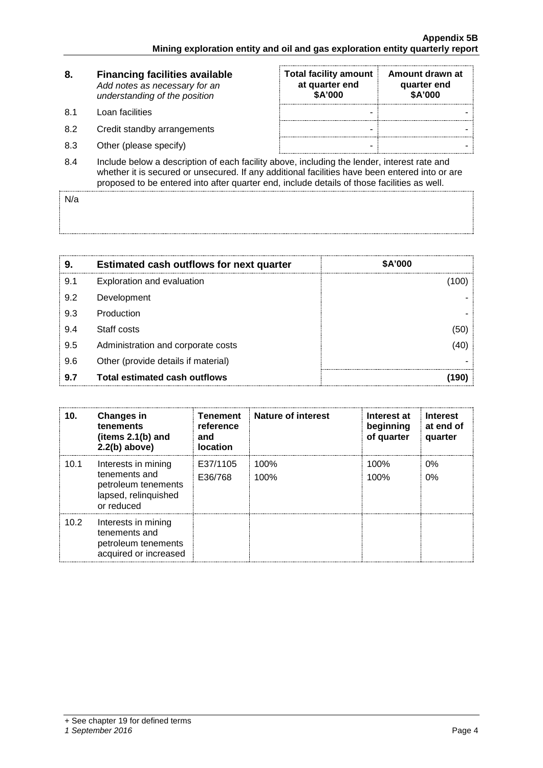| **8.** | **Financing facilities available** *Add notes as necessary for an understanding of the position* | **Total facility amount at quarter end $A'000** | **Amount drawn at quarter end $A'000** |
|---|---|---|---|
| 8.1 | Loan facilities | - | - |
| 8.2 | Credit standby arrangements | - | - |
| 8.3 | Other (please specify) | - | - |

8.4 Include below a description of each facility above, including the lender, interest rate and whether it is secured or unsecured. If any additional facilities have been entered into or are proposed to be entered into after quarter end, include details of those facilities as well.

N/a

| **9.** | **Estimated cash outflows for next quarter** | **$A'000** |
|---|---|---|
| 9.1 | Exploration and evaluation | (100) |
| 9.2 | Development | - |
| 9.3 | Production | - |
| 9.4 | Staff costs | (50) |
| 9.5 | Administration and corporate costs | (40) |
| 9.6 | Other (provide details if material) | - |
| **9.7** | **Total estimated cash outflows** | **(190)** |

| **10.** | **Changes in tenements (items 2.1(b) and 2.2(b) above)** | **Tenement reference and location** | **Nature of interest** | **Interest at beginning of quarter** | **Interest at end of quarter** |
|---|---|---|---|---|---|
| 10.1 | Interests in mining tenements and petroleum tenements lapsed, relinquished or reduced | E37/1105<br>E36/768 | 100%<br>100% | 100%<br>100% | 0%<br>0% |
| 10.2 | Interests in mining tenements and petroleum tenements acquired or increased | | | | |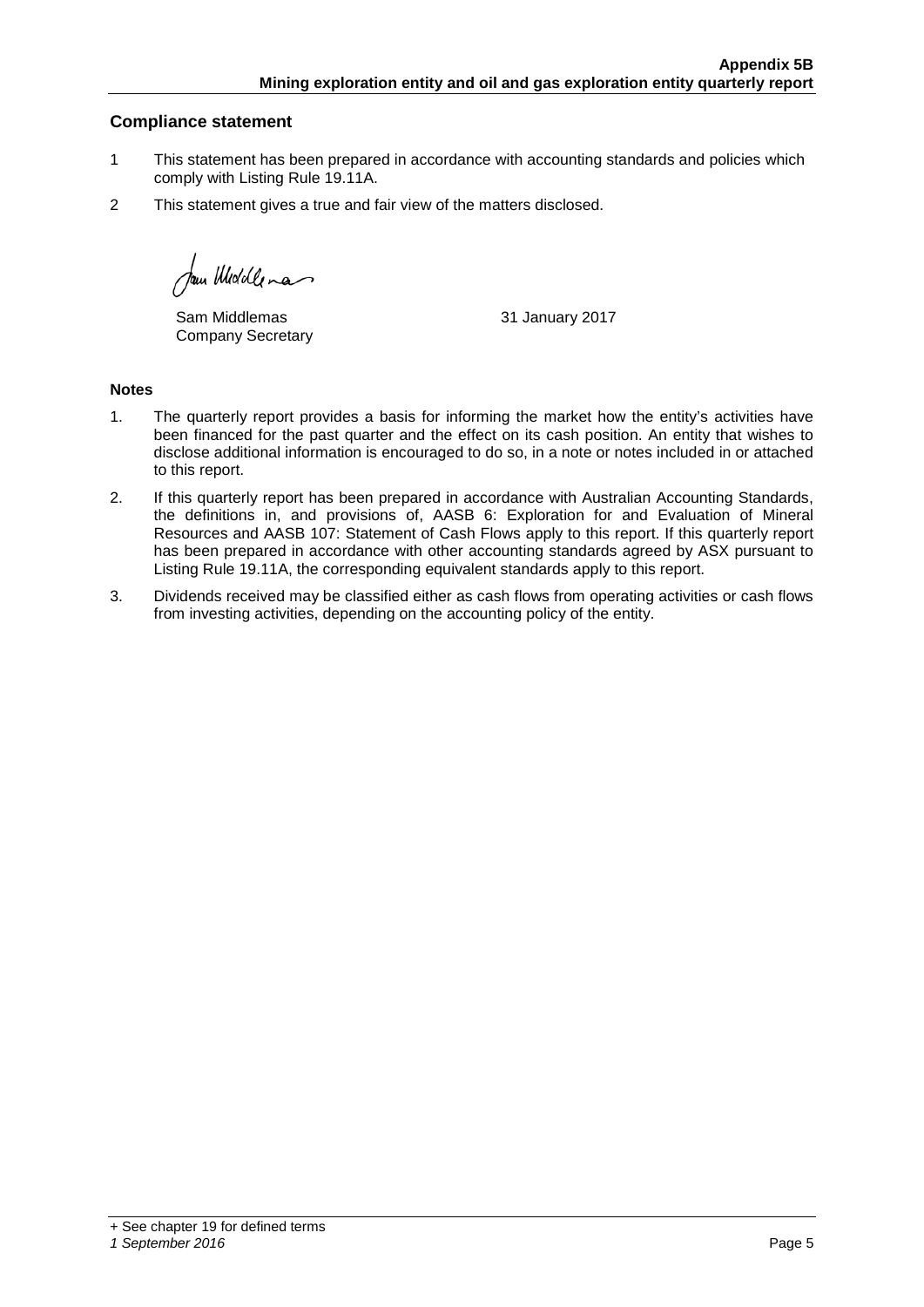## Compliance statement

1. This statement has been prepared in accordance with accounting standards and policies which comply with Listing Rule 19.11A.
2. This statement gives a true and fair view of the matters disclosed.

Sam Middlemas
Company Secretary

31 January 2017

### Notes

1. The quarterly report provides a basis for informing the market how the entity's activities have been financed for the past quarter and the effect on its cash position. An entity that wishes to disclose additional information is encouraged to do so, in a note or notes included in or attached to this report.
2. If this quarterly report has been prepared in accordance with Australian Accounting Standards, the definitions in, and provisions of, AASB 6: Exploration for and Evaluation of Mineral Resources and AASB 107: Statement of Cash Flows apply to this report. If this quarterly report has been prepared in accordance with other accounting standards agreed by ASX pursuant to Listing Rule 19.11A, the corresponding equivalent standards apply to this report.
3. Dividends received may be classified either as cash flows from operating activities or cash flows from investing activities, depending on the accounting policy of the entity.